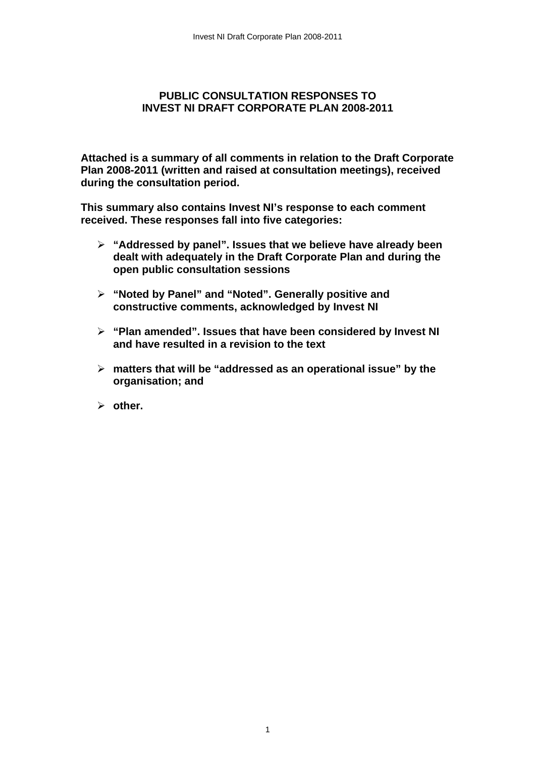# PUBLIC CONSULTATION RESPONSES TO INVEST NI DRAFT CORPORATE PLAN 2008-2011

**Attached is a summary of all comments in relation to the Draft Corporate Plan 2008-2011 (written and raised at consultation meetings), received during the consultation period.**

**This summary also contains Invest NI's response to each comment received. These responses fall into five categories:**

- **"Addressed by panel". Issues that we believe have already been dealt with adequately in the Draft Corporate Plan and during the open public consultation sessions**
- **"Noted by Panel" and "Noted". Generally positive and constructive comments, acknowledged by Invest NI**
- **"Plan amended". Issues that have been considered by Invest NI and have resulted in a revision to the text**
- **matters that will be "addressed as an operational issue" by the organisation; and**
- **other.**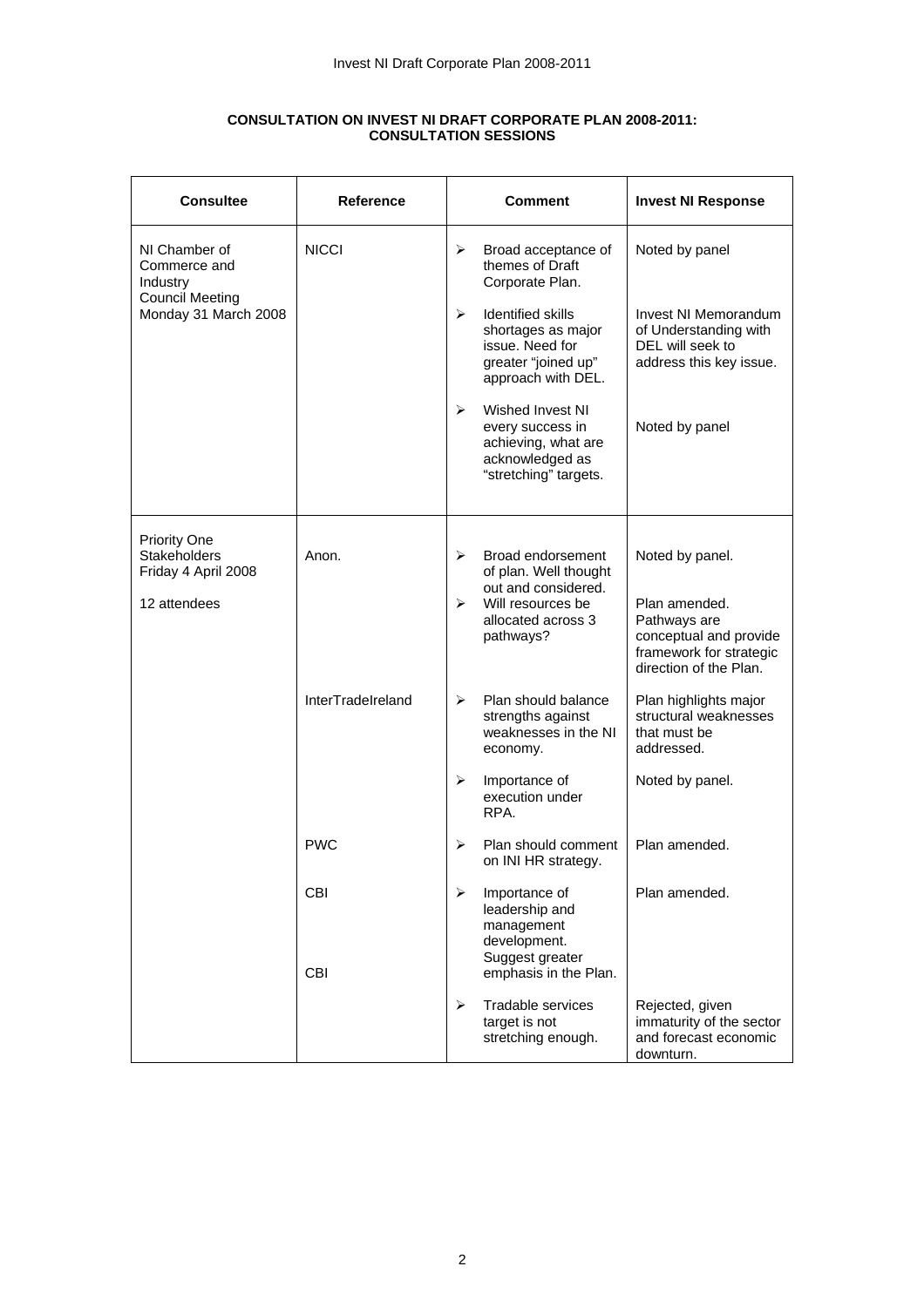**CONSULTATION ON INVEST NI DRAFT CORPORATE PLAN 2008-2011: CONSULTATION SESSIONS**

| Consultee | Reference | Comment | Invest NI Response |
|---|---|---|---|
| NI Chamber of Commerce and Industry Council Meeting Monday 31 March 2008 | NICCI | ➢ Broad acceptance of themes of Draft Corporate Plan. | Noted by panel |
| | | ➢ Identified skills shortages as major issue. Need for greater "joined up" approach with DEL. | Invest NI Memorandum of Understanding with DEL will seek to address this key issue. |
| | | ➢ Wished Invest NI every success in achieving, what are acknowledged as "stretching" targets. | Noted by panel |
| Priority One Stakeholders Friday 4 April 2008<br><br>12 attendees | Anon. | ➢ Broad endorsement of plan. Well thought out and considered. | Noted by panel. |
| | | ➢ Will resources be allocated across 3 pathways? | Plan amended. Pathways are conceptual and provide framework for strategic direction of the Plan. |
| | InterTradeIreland | ➢ Plan should balance strengths against weaknesses in the NI economy. | Plan highlights major structural weaknesses that must be addressed. |
| | | ➢ Importance of execution under RPA. | Noted by panel. |
| | PWC | ➢ Plan should comment on INI HR strategy. | Plan amended. |
| | CBI | ➢ Importance of leadership and management development. Suggest greater emphasis in the Plan. | Plan amended. |
| | CBI | ➢ Tradable services target is not stretching enough. | Rejected, given immaturity of the sector and forecast economic downturn. |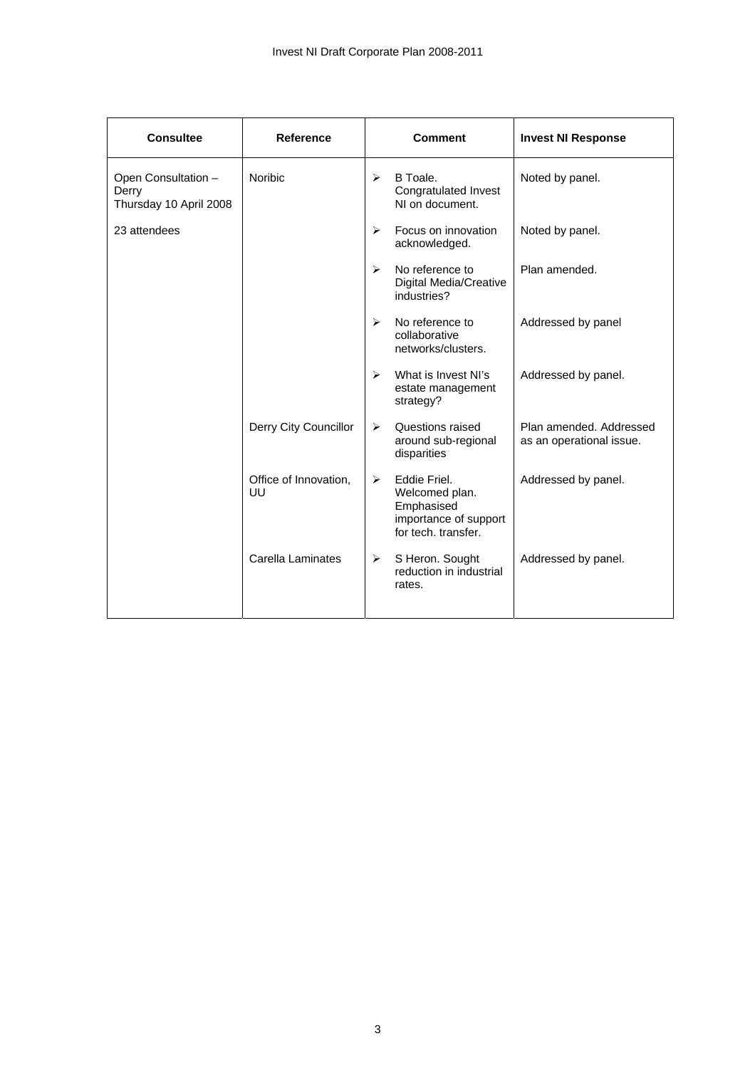| Consultee | Reference | Comment | Invest NI Response |
| --- | --- | --- | --- |
| Open Consultation – Derry Thursday 10 April 2008 | Noribic | ➢ B Toale. Congratulated Invest NI on document. | Noted by panel. |
| 23 attendees | | ➢ Focus on innovation acknowledged. | Noted by panel. |
| | | ➢ No reference to Digital Media/Creative industries? | Plan amended. |
| | | ➢ No reference to collaborative networks/clusters. | Addressed by panel |
| | | ➢ What is Invest NI's estate management strategy? | Addressed by panel. |
| | Derry City Councillor | ➢ Questions raised around sub-regional disparities | Plan amended. Addressed as an operational issue. |
| | Office of Innovation, UU | ➢ Eddie Friel. Welcomed plan. Emphasised importance of support for tech. transfer. | Addressed by panel. |
| | Carella Laminates | ➢ S Heron. Sought reduction in industrial rates. | Addressed by panel. |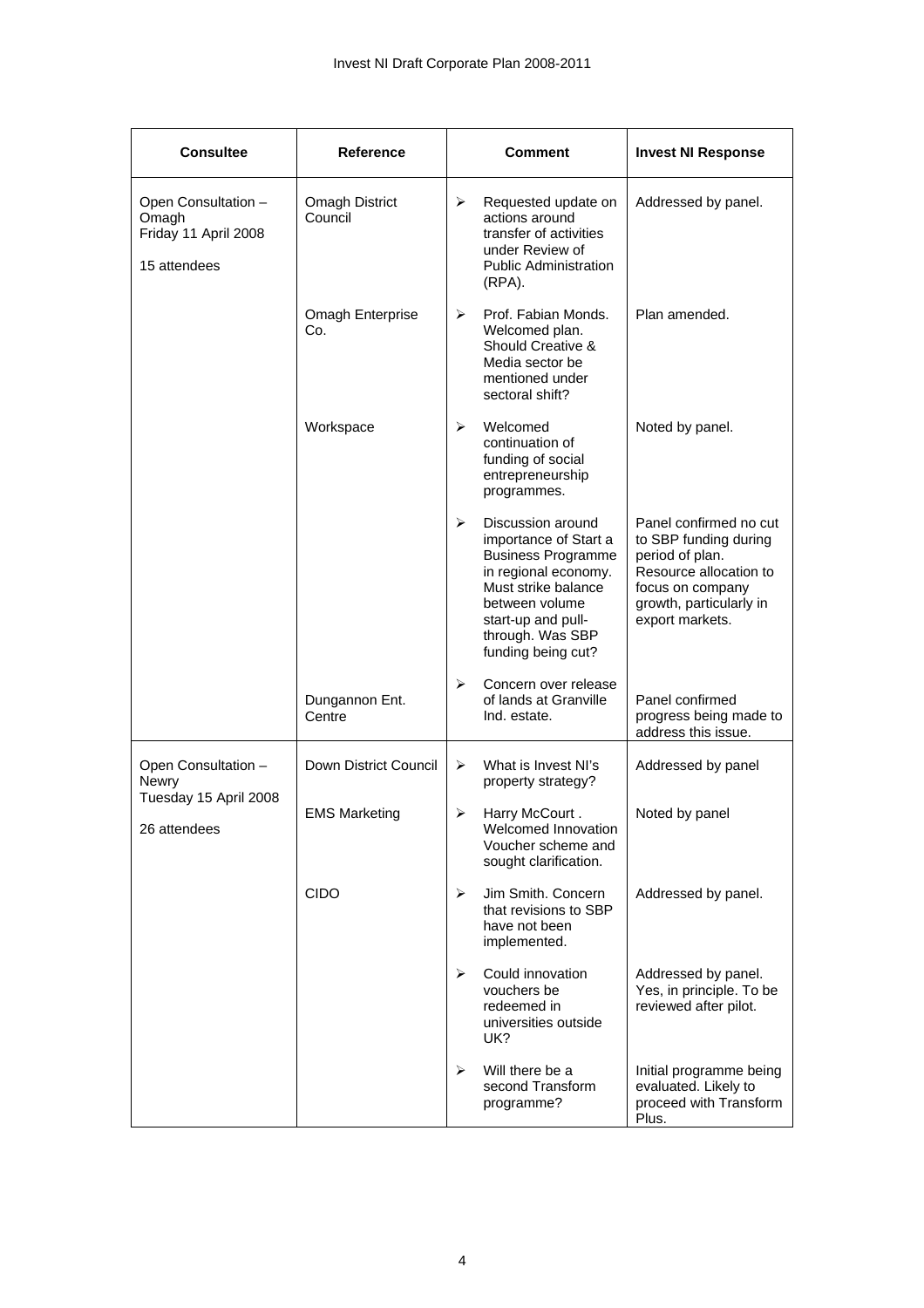| Consultee | Reference | Comment | Invest NI Response |
|---|---|---|---|
| Open Consultation – Omagh<br>Friday 11 April 2008<br><br>15 attendees | Omagh District Council | ➢ Requested update on actions around transfer of activities under Review of Public Administration (RPA). | Addressed by panel. |
| | Omagh Enterprise Co. | ➢ Prof. Fabian Monds. Welcomed plan. Should Creative & Media sector be mentioned under sectoral shift? | Plan amended. |
| | Workspace | ➢ Welcomed continuation of funding of social entrepreneurship programmes. | Noted by panel. |
| | | ➢ Discussion around importance of Start a Business Programme in regional economy. Must strike balance between volume start-up and pull-through. Was SBP funding being cut? | Panel confirmed no cut to SBP funding during period of plan. Resource allocation to focus on company growth, particularly in export markets. |
| | Dungannon Ent. Centre | ➢ Concern over release of lands at Granville Ind. estate. | Panel confirmed progress being made to address this issue. |
| Open Consultation – Newry<br>Tuesday 15 April 2008<br><br>26 attendees | Down District Council | ➢ What is Invest NI's property strategy? | Addressed by panel |
| | EMS Marketing | ➢ Harry McCourt . Welcomed Innovation Voucher scheme and sought clarification. | Noted by panel |
| | CIDO | ➢ Jim Smith. Concern that revisions to SBP have not been implemented. | Addressed by panel. |
| | | ➢ Could innovation vouchers be redeemed in universities outside UK? | Addressed by panel. Yes, in principle. To be reviewed after pilot. |
| | | ➢ Will there be a second Transform programme? | Initial programme being evaluated. Likely to proceed with Transform Plus. |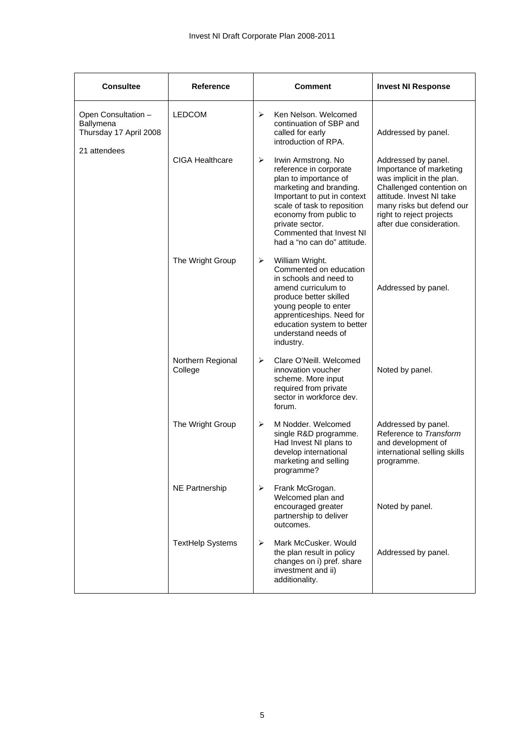| Consultee | Reference | Comment | Invest NI Response |
|---|---|---|---|
| Open Consultation – Ballymena Thursday 17 April 2008<br><br>21 attendees | LEDCOM | ➢ Ken Nelson. Welcomed continuation of SBP and called for early introduction of RPA. | Addressed by panel. |
| | CIGA Healthcare | ➢ Irwin Armstrong. No reference in corporate plan to importance of marketing and branding. Important to put in context scale of task to reposition economy from public to private sector. Commented that Invest NI had a "no can do" attitude. | Addressed by panel. Importance of marketing was implicit in the plan. Challenged contention on attitude. Invest NI take many risks but defend our right to reject projects after due consideration. |
| | The Wright Group | ➢ William Wright. Commented on education in schools and need to amend curriculum to produce better skilled young people to enter apprenticeships. Need for education system to better understand needs of industry. | Addressed by panel. |
| | Northern Regional College | ➢ Clare O'Neill. Welcomed innovation voucher scheme. More input required from private sector in workforce dev. forum. | Noted by panel. |
| | The Wright Group | ➢ M Nodder. Welcomed single R&D programme. Had Invest NI plans to develop international marketing and selling programme? | Addressed by panel. Reference to *Transform* and development of international selling skills programme. |
| | NE Partnership | ➢ Frank McGrogan. Welcomed plan and encouraged greater partnership to deliver outcomes. | Noted by panel. |
| | TextHelp Systems | ➢ Mark McCusker. Would the plan result in policy changes on i) pref. share investment and ii) additionality. | Addressed by panel. |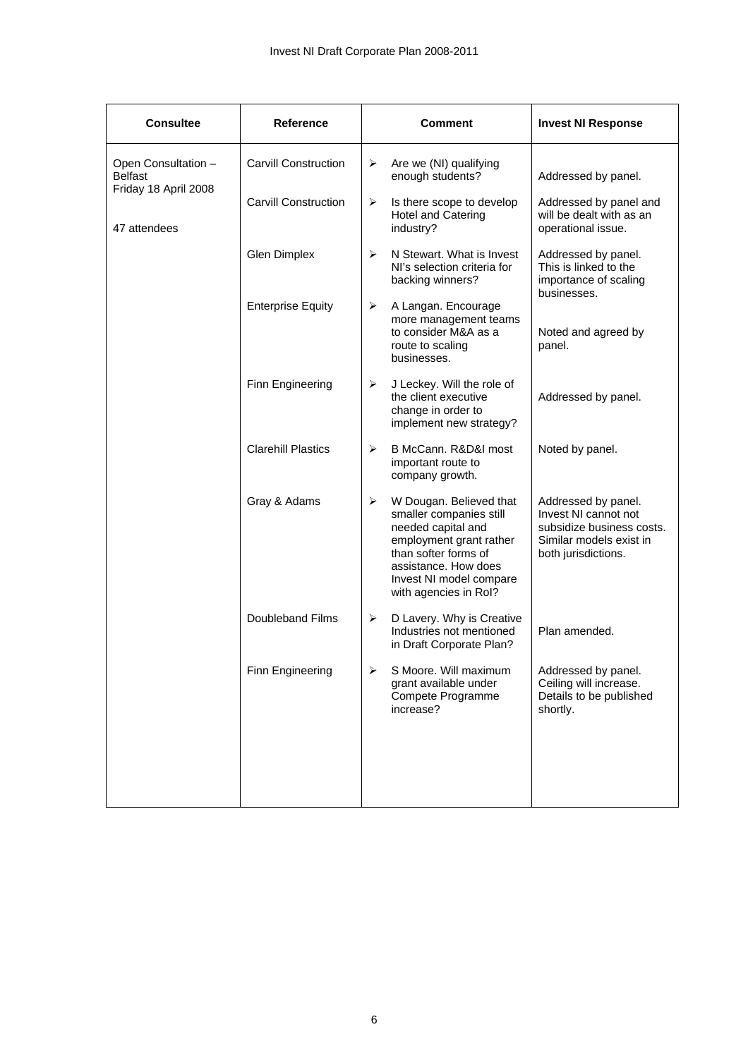| Consultee | Reference | Comment | Invest NI Response |
|---|---|---|---|
| Open Consultation – Belfast<br>Friday 18 April 2008<br><br>47 attendees | Carvill Construction | ➢ Are we (NI) qualifying enough students? | Addressed by panel. |
| | Carvill Construction | ➢ Is there scope to develop Hotel and Catering industry? | Addressed by panel and will be dealt with as an operational issue. |
| | Glen Dimplex | ➢ N Stewart. What is Invest NI's selection criteria for backing winners? | Addressed by panel. This is linked to the importance of scaling businesses. |
| | Enterprise Equity | ➢ A Langan. Encourage more management teams to consider M&A as a route to scaling businesses. | Noted and agreed by panel. |
| | Finn Engineering | ➢ J Leckey. Will the role of the client executive change in order to implement new strategy? | Addressed by panel. |
| | Clarehill Plastics | ➢ B McCann. R&D&I most important route to company growth. | Noted by panel. |
| | Gray & Adams | ➢ W Dougan. Believed that smaller companies still needed capital and employment grant rather than softer forms of assistance. How does Invest NI model compare with agencies in RoI? | Addressed by panel. Invest NI cannot not subsidize business costs. Similar models exist in both jurisdictions. |
| | Doubleband Films | ➢ D Lavery. Why is Creative Industries not mentioned in Draft Corporate Plan? | Plan amended. |
| | Finn Engineering | ➢ S Moore. Will maximum grant available under Compete Programme increase? | Addressed by panel. Ceiling will increase. Details to be published shortly. |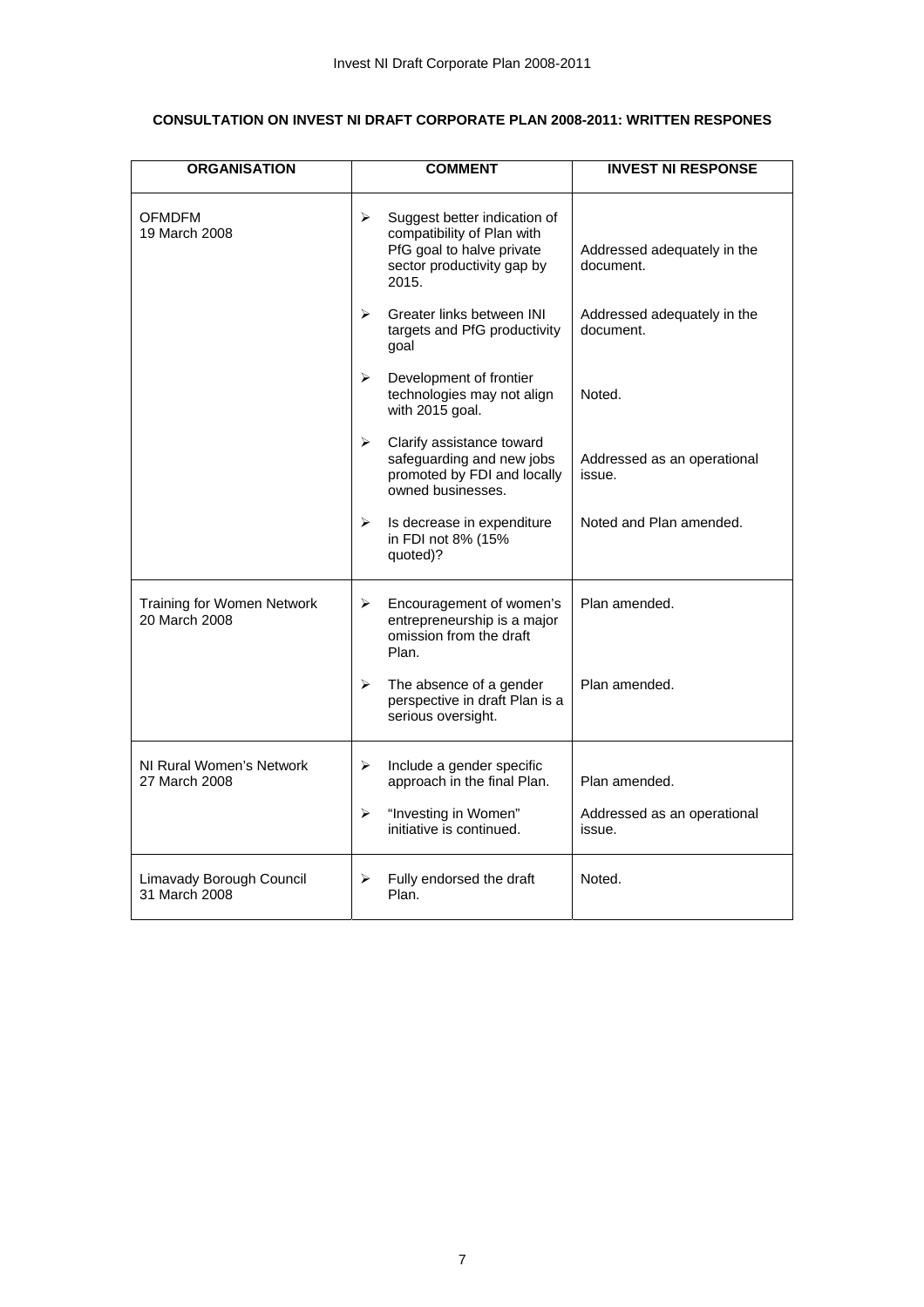**CONSULTATION ON INVEST NI DRAFT CORPORATE PLAN 2008-2011: WRITTEN RESPONES**

| ORGANISATION | COMMENT | INVEST NI RESPONSE |
|---|---|---|
| OFMDFM<br>19 March 2008 | ➢ Suggest better indication of compatibility of Plan with PfG goal to halve private sector productivity gap by 2015. | Addressed adequately in the document. |
| | ➢ Greater links between INI targets and PfG productivity goal | Addressed adequately in the document. |
| | ➢ Development of frontier technologies may not align with 2015 goal. | Noted. |
| | ➢ Clarify assistance toward safeguarding and new jobs promoted by FDI and locally owned businesses. | Addressed as an operational issue. |
| | ➢ Is decrease in expenditure in FDI not 8% (15% quoted)? | Noted and Plan amended. |
| Training for Women Network<br>20 March 2008 | ➢ Encouragement of women's entrepreneurship is a major omission from the draft Plan. | Plan amended. |
| | ➢ The absence of a gender perspective in draft Plan is a serious oversight. | Plan amended. |
| NI Rural Women's Network<br>27 March 2008 | ➢ Include a gender specific approach in the final Plan. | Plan amended. |
| | ➢ "Investing in Women" initiative is continued. | Addressed as an operational issue. |
| Limavady Borough Council<br>31 March 2008 | ➢ Fully endorsed the draft Plan. | Noted. |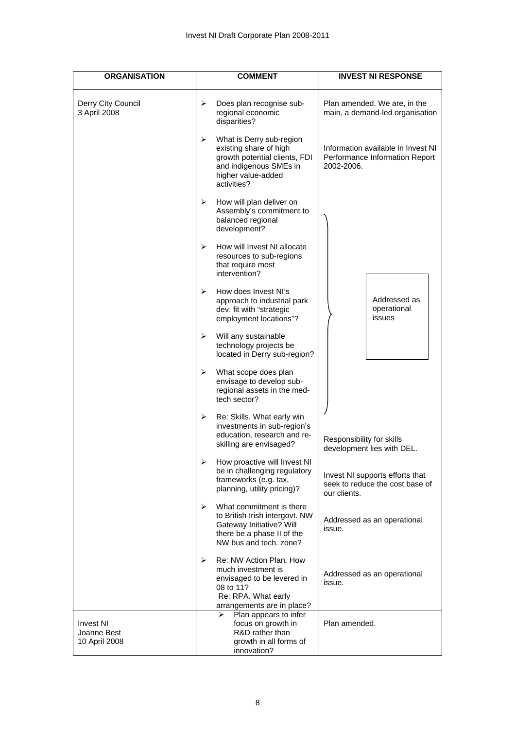| ORGANISATION | COMMENT | INVEST NI RESPONSE |
|---|---|---|
| Derry City Council<br>3 April 2008 | ➢ Does plan recognise sub-regional economic disparities? | Plan amended. We are, in the main, a demand-led organisation |
| | ➢ What is Derry sub-region existing share of high growth potential clients, FDI and indigenous SMEs in higher value-added activities? | Information available in Invest NI Performance Information Report 2002-2006. |
| | ➢ How will plan deliver on Assembly's commitment to balanced regional development? | Addressed as operational issues |
| | ➢ How will Invest NI allocate resources to sub-regions that require most intervention? | Addressed as operational issues |
| | ➢ How does Invest NI's approach to industrial park dev. fit with "strategic employment locations"? | Addressed as operational issues |
| | ➢ Will any sustainable technology projects be located in Derry sub-region? | Addressed as operational issues |
| | ➢ What scope does plan envisage to develop sub-regional assets in the med-tech sector? | Addressed as operational issues |
| | ➢ Re: Skills. What early win investments in sub-region's education, research and re-skilling are envisaged? | Responsibility for skills development lies with DEL. |
| | ➢ How proactive will Invest NI be in challenging regulatory frameworks (e.g. tax, planning, utility pricing)? | Invest NI supports efforts that seek to reduce the cost base of our clients. |
| | ➢ What commitment is there to British Irish intergovt. NW Gateway Initiative? Will there be a phase II of the NW bus and tech. zone? | Addressed as an operational issue. |
| | ➢ Re: NW Action Plan. How much investment is envisaged to be levered in 08 to 11?<br>Re: RPA. What early arrangements are in place? | Addressed as an operational issue. |
| Invest NI<br>Joanne Best<br>10 April 2008 | ➢ Plan appears to infer focus on growth in R&D rather than growth in all forms of innovation? | Plan amended. |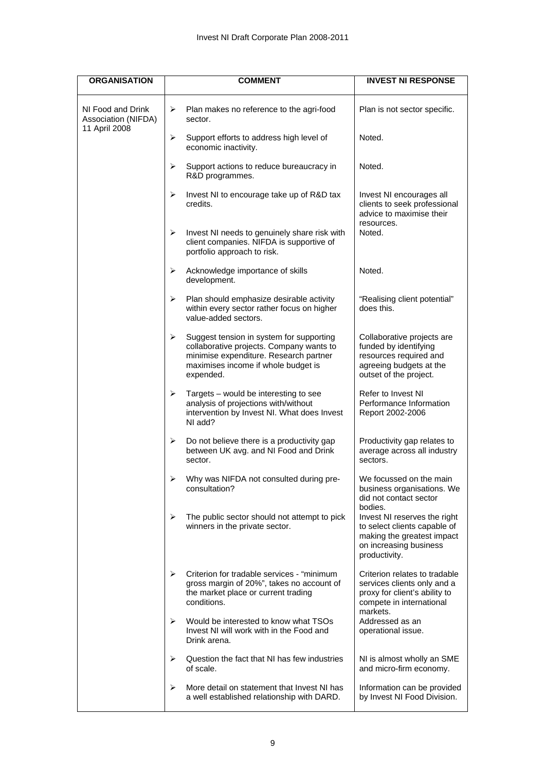| ORGANISATION | COMMENT | INVEST NI RESPONSE |
|---|---|---|
| NI Food and Drink Association (NIFDA) 11 April 2008 | ➢ Plan makes no reference to the agri-food sector. | Plan is not sector specific. |
| | ➢ Support efforts to address high level of economic inactivity. | Noted. |
| | ➢ Support actions to reduce bureaucracy in R&D programmes. | Noted. |
| | ➢ Invest NI to encourage take up of R&D tax credits. | Invest NI encourages all clients to seek professional advice to maximise their resources. |
| | ➢ Invest NI needs to genuinely share risk with client companies. NIFDA is supportive of portfolio approach to risk. | Noted. |
| | ➢ Acknowledge importance of skills development. | Noted. |
| | ➢ Plan should emphasize desirable activity within every sector rather focus on higher value-added sectors. | "Realising client potential" does this. |
| | ➢ Suggest tension in system for supporting collaborative projects. Company wants to minimise expenditure. Research partner maximises income if whole budget is expended. | Collaborative projects are funded by identifying resources required and agreeing budgets at the outset of the project. |
| | ➢ Targets – would be interesting to see analysis of projections with/without intervention by Invest NI. What does Invest NI add? | Refer to Invest NI Performance Information Report 2002-2006 |
| | ➢ Do not believe there is a productivity gap between UK avg. and NI Food and Drink sector. | Productivity gap relates to average across all industry sectors. |
| | ➢ Why was NIFDA not consulted during pre-consultation? | We focussed on the main business organisations. We did not contact sector bodies. |
| | ➢ The public sector should not attempt to pick winners in the private sector. | Invest NI reserves the right to select clients capable of making the greatest impact on increasing business productivity. |
| | ➢ Criterion for tradable services - "minimum gross margin of 20%", takes no account of the market place or current trading conditions. | Criterion relates to tradable services clients only and a proxy for client's ability to compete in international markets. |
| | ➢ Would be interested to know what TSOs Invest NI will work with in the Food and Drink arena. | Addressed as an operational issue. |
| | ➢ Question the fact that NI has few industries of scale. | NI is almost wholly an SME and micro-firm economy. |
| | ➢ More detail on statement that Invest NI has a well established relationship with DARD. | Information can be provided by Invest NI Food Division. |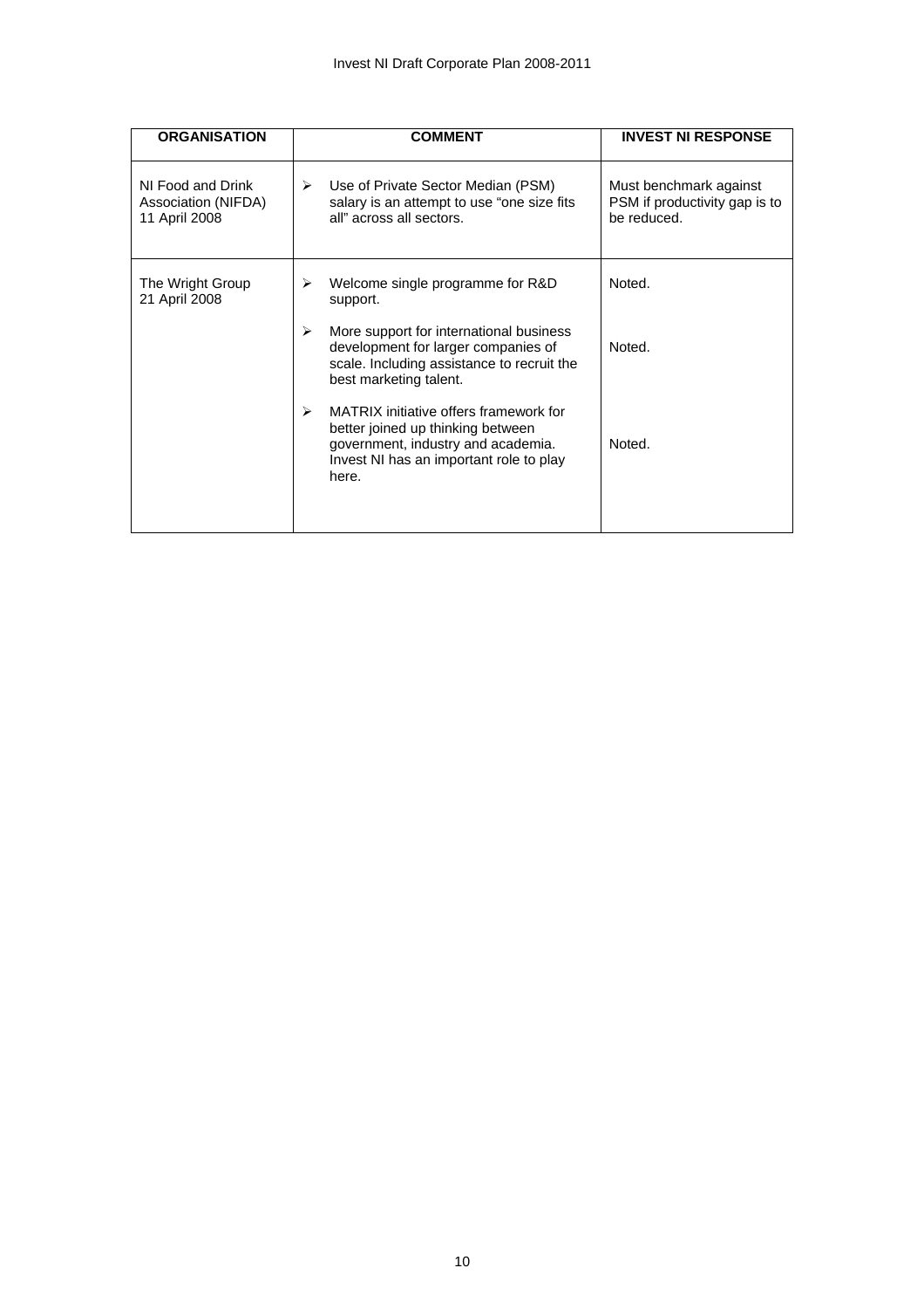| ORGANISATION | COMMENT | INVEST NI RESPONSE |
|---|---|---|
| NI Food and Drink Association (NIFDA) 11 April 2008 | ➢ Use of Private Sector Median (PSM) salary is an attempt to use "one size fits all" across all sectors. | Must benchmark against PSM if productivity gap is to be reduced. |
| The Wright Group 21 April 2008 | ➢ Welcome single programme for R&D support. | Noted. |
| | ➢ More support for international business development for larger companies of scale. Including assistance to recruit the best marketing talent. | Noted. |
| | ➢ MATRIX initiative offers framework for better joined up thinking between government, industry and academia. Invest NI has an important role to play here. | Noted. |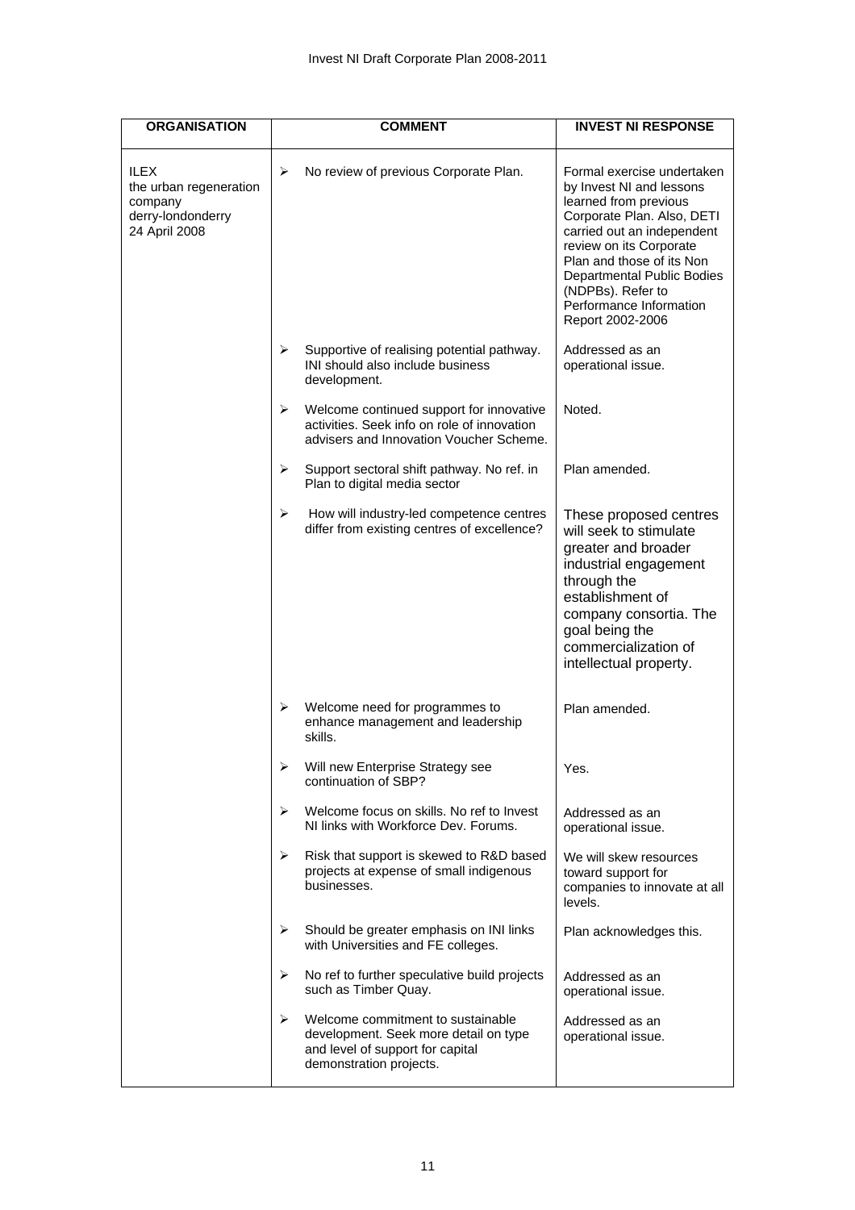| ORGANISATION | COMMENT | INVEST NI RESPONSE |
|---|---|---|
| ILEX the urban regeneration company derry-londonderry 24 April 2008 | ➢ No review of previous Corporate Plan. | Formal exercise undertaken by Invest NI and lessons learned from previous Corporate Plan. Also, DETI carried out an independent review on its Corporate Plan and those of its Non Departmental Public Bodies (NDPBs). Refer to Performance Information Report 2002-2006 |
| | ➢ Supportive of realising potential pathway. INI should also include business development. | Addressed as an operational issue. |
| | ➢ Welcome continued support for innovative activities. Seek info on role of innovation advisers and Innovation Voucher Scheme. | Noted. |
| | ➢ Support sectoral shift pathway. No ref. in Plan to digital media sector | Plan amended. |
| | ➢ How will industry-led competence centres differ from existing centres of excellence? | These proposed centres will seek to stimulate greater and broader industrial engagement through the establishment of company consortia. The goal being the commercialization of intellectual property. |
| | ➢ Welcome need for programmes to enhance management and leadership skills. | Plan amended. |
| | ➢ Will new Enterprise Strategy see continuation of SBP? | Yes. |
| | ➢ Welcome focus on skills. No ref to Invest NI links with Workforce Dev. Forums. | Addressed as an operational issue. |
| | ➢ Risk that support is skewed to R&D based projects at expense of small indigenous businesses. | We will skew resources toward support for companies to innovate at all levels. |
| | ➢ Should be greater emphasis on INI links with Universities and FE colleges. | Plan acknowledges this. |
| | ➢ No ref to further speculative build projects such as Timber Quay. | Addressed as an operational issue. |
| | ➢ Welcome commitment to sustainable development. Seek more detail on type and level of support for capital demonstration projects. | Addressed as an operational issue. |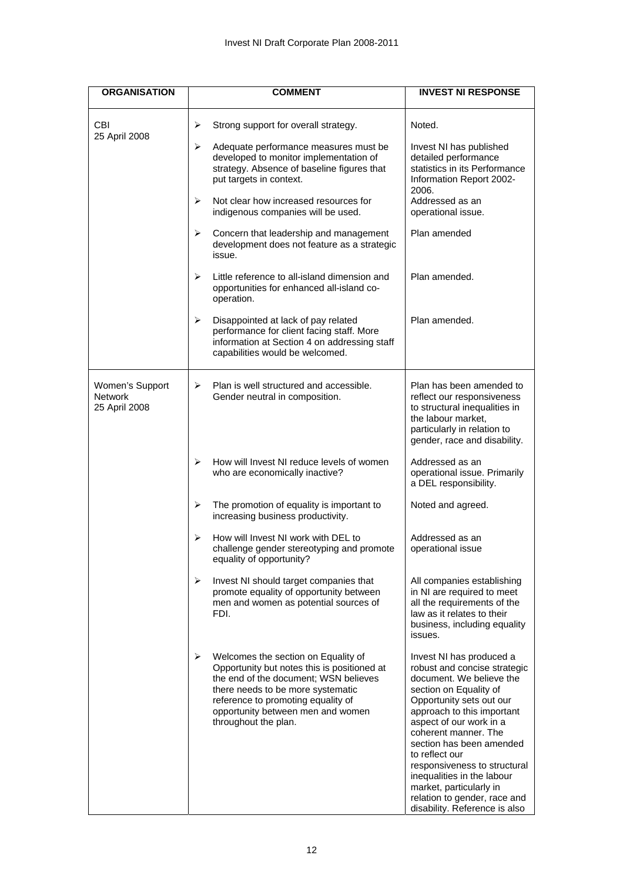| ORGANISATION | COMMENT | INVEST NI RESPONSE |
|---|---|---|
| CBI<br>25 April 2008 | ➢ Strong support for overall strategy. | Noted. |
| | ➢ Adequate performance measures must be developed to monitor implementation of strategy. Absence of baseline figures that put targets in context. | Invest NI has published detailed performance statistics in its Performance Information Report 2002-2006. |
| | ➢ Not clear how increased resources for indigenous companies will be used. | Addressed as an operational issue. |
| | ➢ Concern that leadership and management development does not feature as a strategic issue. | Plan amended |
| | ➢ Little reference to all-island dimension and opportunities for enhanced all-island co-operation. | Plan amended. |
| | ➢ Disappointed at lack of pay related performance for client facing staff. More information at Section 4 on addressing staff capabilities would be welcomed. | Plan amended. |
| Women's Support Network<br>25 April 2008 | ➢ Plan is well structured and accessible. Gender neutral in composition. | Plan has been amended to reflect our responsiveness to structural inequalities in the labour market, particularly in relation to gender, race and disability. |
| | ➢ How will Invest NI reduce levels of women who are economically inactive? | Addressed as an operational issue. Primarily a DEL responsibility. |
| | ➢ The promotion of equality is important to increasing business productivity. | Noted and agreed. |
| | ➢ How will Invest NI work with DEL to challenge gender stereotyping and promote equality of opportunity? | Addressed as an operational issue |
| | ➢ Invest NI should target companies that promote equality of opportunity between men and women as potential sources of FDI. | All companies establishing in NI are required to meet all the requirements of the law as it relates to their business, including equality issues. |
| | ➢ Welcomes the section on Equality of Opportunity but notes this is positioned at the end of the document; WSN believes there needs to be more systematic reference to promoting equality of opportunity between men and women throughout the plan. | Invest NI has produced a robust and concise strategic document. We believe the section on Equality of Opportunity sets out our approach to this important aspect of our work in a coherent manner. The section has been amended to reflect our responsiveness to structural inequalities in the labour market, particularly in relation to gender, race and disability. Reference is also |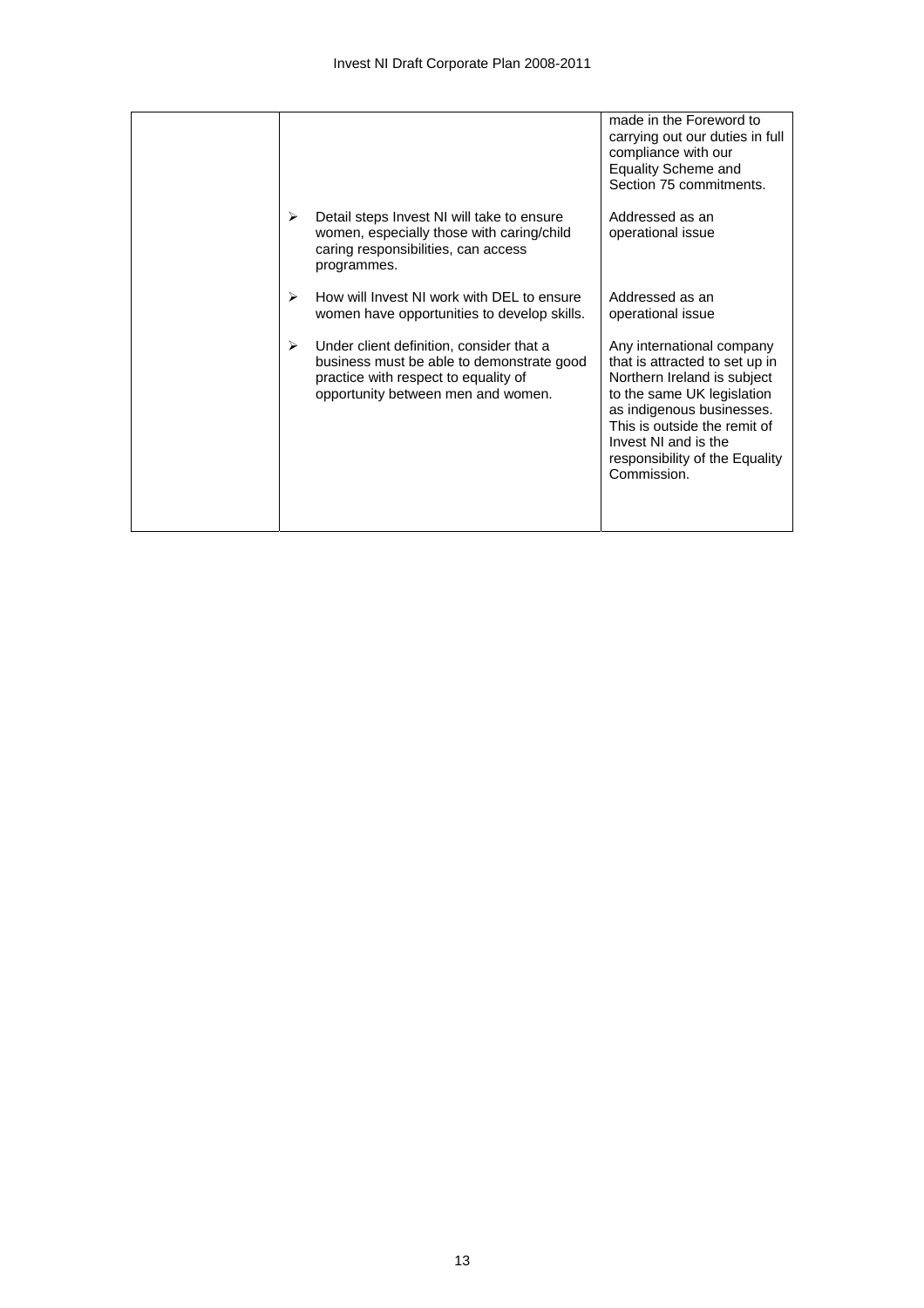| | | |
|---|---|---|
| | | made in the Foreword to carrying out our duties in full compliance with our Equality Scheme and Section 75 commitments. |
| | ➢ Detail steps Invest NI will take to ensure women, especially those with caring/child caring responsibilities, can access programmes. | Addressed as an operational issue |
| | ➢ How will Invest NI work with DEL to ensure women have opportunities to develop skills. | Addressed as an operational issue |
| | ➢ Under client definition, consider that a business must be able to demonstrate good practice with respect to equality of opportunity between men and women. | Any international company that is attracted to set up in Northern Ireland is subject to the same UK legislation as indigenous businesses. This is outside the remit of Invest NI and is the responsibility of the Equality Commission. |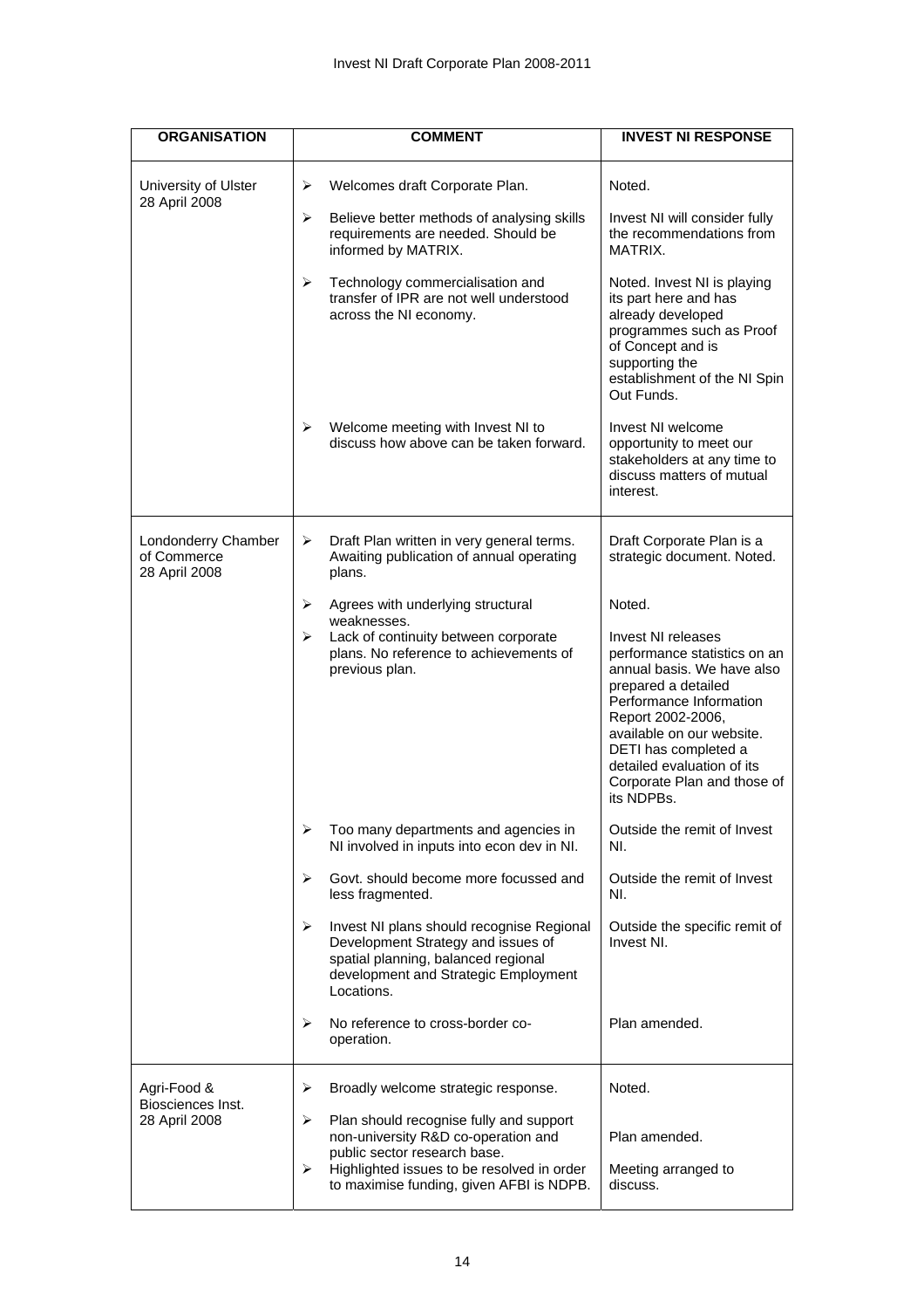| ORGANISATION | COMMENT | INVEST NI RESPONSE |
|---|---|---|
| University of Ulster<br>28 April 2008 | ➢ Welcomes draft Corporate Plan. | Noted. |
| | ➢ Believe better methods of analysing skills requirements are needed. Should be informed by MATRIX. | Invest NI will consider fully the recommendations from MATRIX. |
| | ➢ Technology commercialisation and transfer of IPR are not well understood across the NI economy. | Noted. Invest NI is playing its part here and has already developed programmes such as Proof of Concept and is supporting the establishment of the NI Spin Out Funds. |
| | ➢ Welcome meeting with Invest NI to discuss how above can be taken forward. | Invest NI welcome opportunity to meet our stakeholders at any time to discuss matters of mutual interest. |
| Londonderry Chamber of Commerce<br>28 April 2008 | ➢ Draft Plan written in very general terms. Awaiting publication of annual operating plans. | Draft Corporate Plan is a strategic document. Noted. |
| | ➢ Agrees with underlying structural weaknesses. | Noted. |
| | ➢ Lack of continuity between corporate plans. No reference to achievements of previous plan. | Invest NI releases performance statistics on an annual basis. We have also prepared a detailed Performance Information Report 2002-2006, available on our website. DETI has completed a detailed evaluation of its Corporate Plan and those of its NDPBs. |
| | ➢ Too many departments and agencies in NI involved in inputs into econ dev in NI. | Outside the remit of Invest NI. |
| | ➢ Govt. should become more focussed and less fragmented. | Outside the remit of Invest NI. |
| | ➢ Invest NI plans should recognise Regional Development Strategy and issues of spatial planning, balanced regional development and Strategic Employment Locations. | Outside the specific remit of Invest NI. |
| | ➢ No reference to cross-border co-operation. | Plan amended. |
| Agri-Food & Biosciences Inst.<br>28 April 2008 | ➢ Broadly welcome strategic response. | Noted. |
| | ➢ Plan should recognise fully and support non-university R&D co-operation and public sector research base. | Plan amended. |
| | ➢ Highlighted issues to be resolved in order to maximise funding, given AFBI is NDPB. | Meeting arranged to discuss. |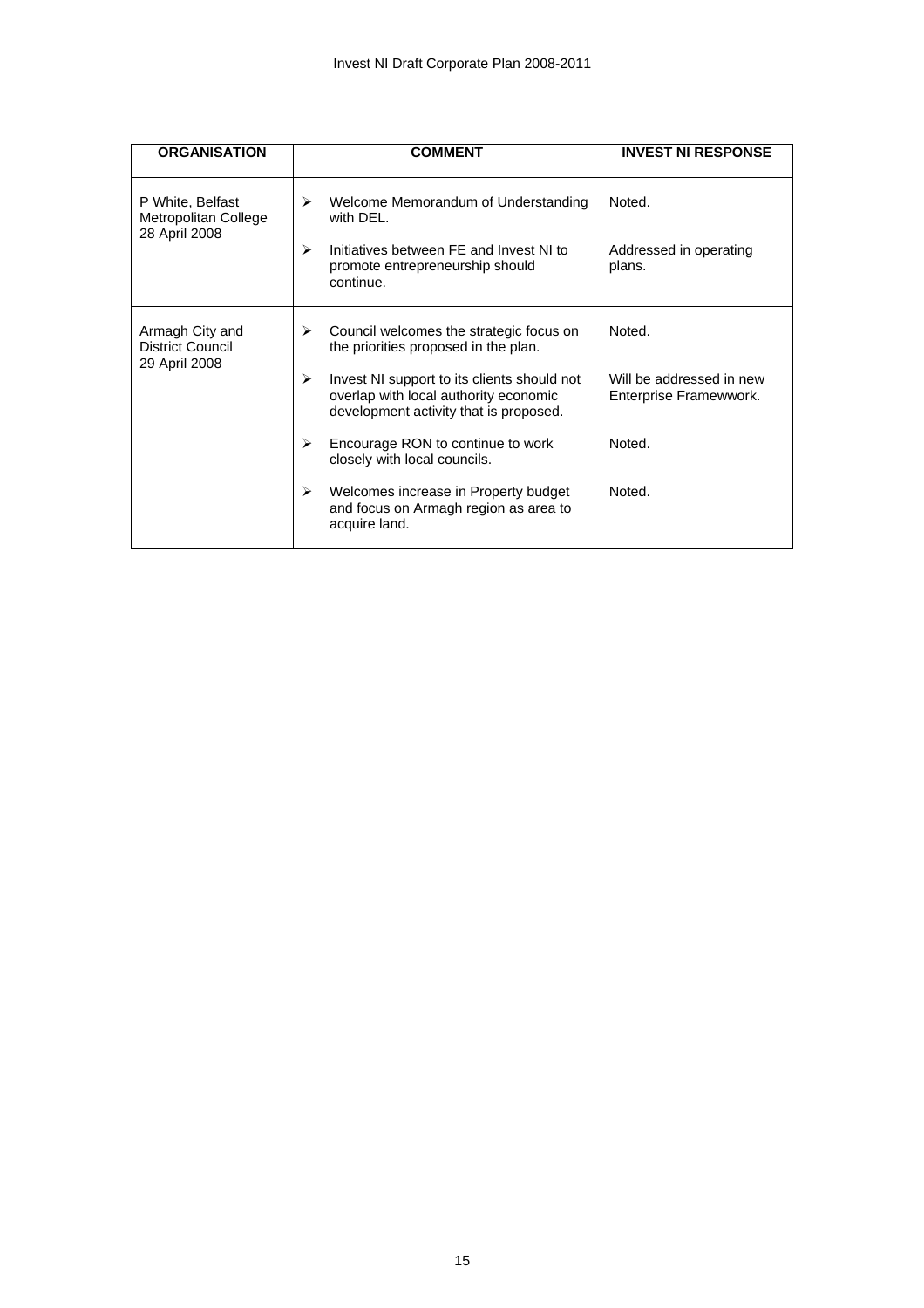| ORGANISATION | COMMENT | INVEST NI RESPONSE |
|---|---|---|
| P White, Belfast Metropolitan College<br>28 April 2008 | ➢ Welcome Memorandum of Understanding with DEL.<br><br>➢ Initiatives between FE and Invest NI to promote entrepreneurship should continue. | Noted.<br><br>Addressed in operating plans. |
| Armagh City and District Council<br>29 April 2008 | ➢ Council welcomes the strategic focus on the priorities proposed in the plan.<br><br>➢ Invest NI support to its clients should not overlap with local authority economic development activity that is proposed.<br><br>➢ Encourage RON to continue to work closely with local councils.<br><br>➢ Welcomes increase in Property budget and focus on Armagh region as area to acquire land. | Noted.<br><br>Will be addressed in new Enterprise Framewwork.<br><br>Noted.<br><br>Noted. |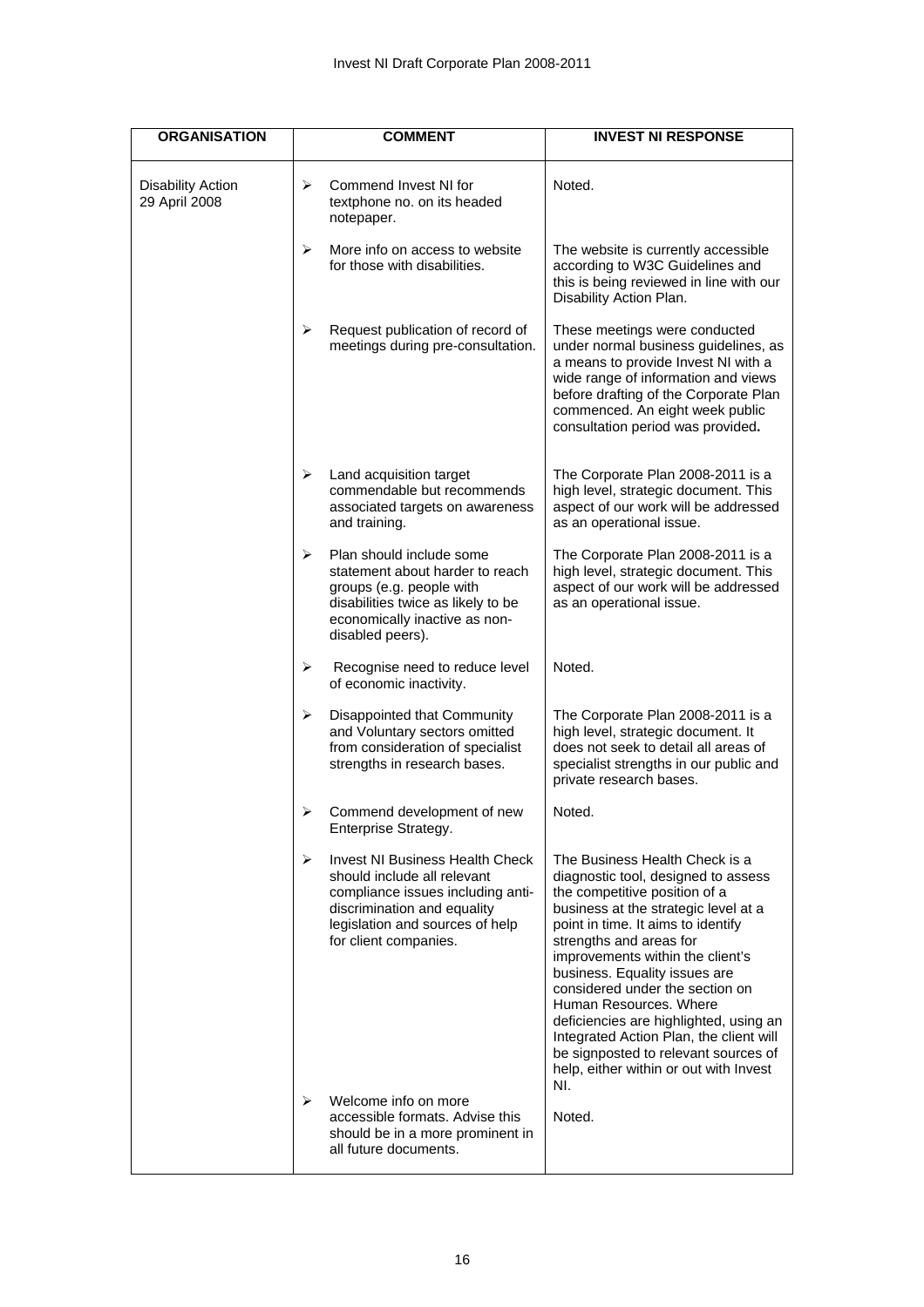| ORGANISATION | COMMENT | INVEST NI RESPONSE |
|---|---|---|
| Disability Action 29 April 2008 | ➢ Commend Invest NI for textphone no. on its headed notepaper. | Noted. |
| | ➢ More info on access to website for those with disabilities. | The website is currently accessible according to W3C Guidelines and this is being reviewed in line with our Disability Action Plan. |
| | ➢ Request publication of record of meetings during pre-consultation. | These meetings were conducted under normal business guidelines, as a means to provide Invest NI with a wide range of information and views before drafting of the Corporate Plan commenced. An eight week public consultation period was provided**.** |
| | ➢ Land acquisition target commendable but recommends associated targets on awareness and training. | The Corporate Plan 2008-2011 is a high level, strategic document. This aspect of our work will be addressed as an operational issue. |
| | ➢ Plan should include some statement about harder to reach groups (e.g. people with disabilities twice as likely to be economically inactive as non-disabled peers). | The Corporate Plan 2008-2011 is a high level, strategic document. This aspect of our work will be addressed as an operational issue. |
| | ➢ Recognise need to reduce level of economic inactivity. | Noted. |
| | ➢ Disappointed that Community and Voluntary sectors omitted from consideration of specialist strengths in research bases. | The Corporate Plan 2008-2011 is a high level, strategic document. It does not seek to detail all areas of specialist strengths in our public and private research bases. |
| | ➢ Commend development of new Enterprise Strategy. | Noted. |
| | ➢ Invest NI Business Health Check should include all relevant compliance issues including anti-discrimination and equality legislation and sources of help for client companies. | The Business Health Check is a diagnostic tool, designed to assess the competitive position of a business at the strategic level at a point in time. It aims to identify strengths and areas for improvements within the client's business. Equality issues are considered under the section on Human Resources. Where deficiencies are highlighted, using an Integrated Action Plan, the client will be signposted to relevant sources of help, either within or out with Invest NI. |
| | ➢ Welcome info on more accessible formats. Advise this should be in a more prominent in all future documents. | Noted. |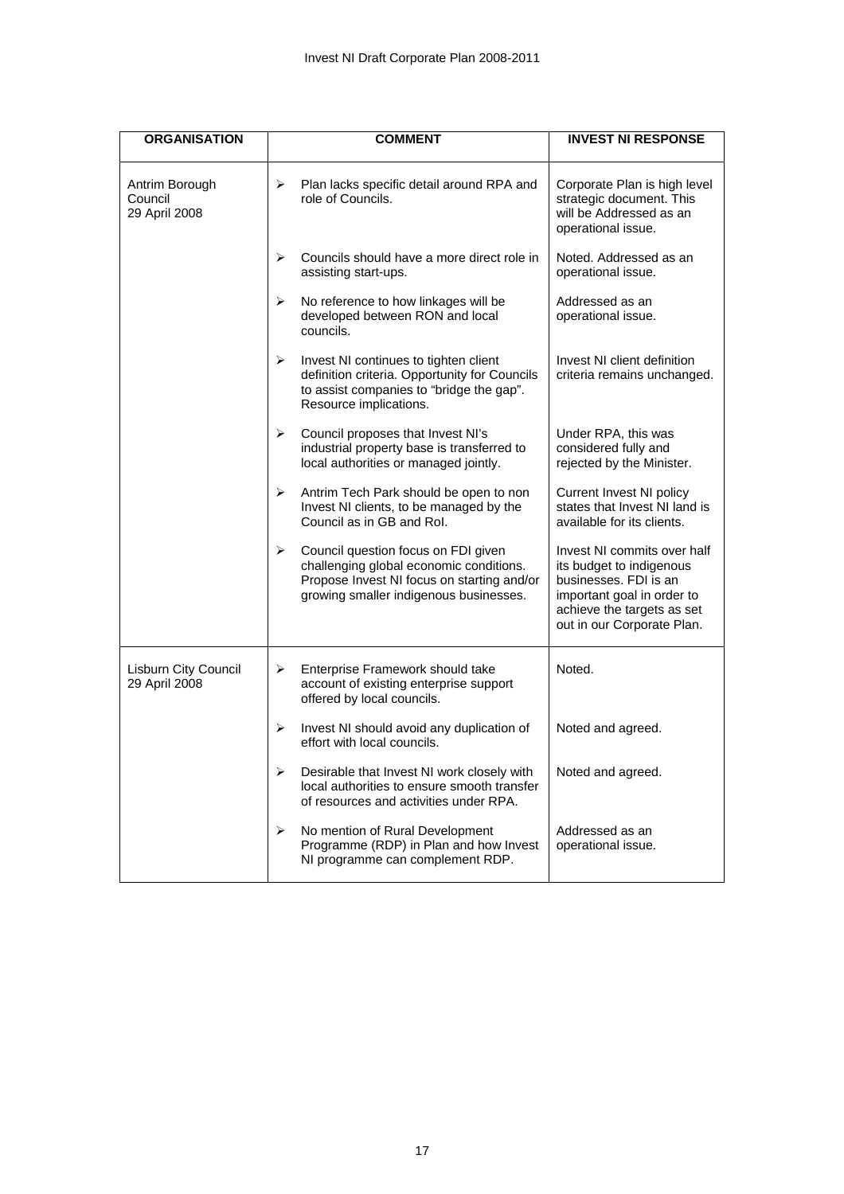| ORGANISATION | COMMENT | INVEST NI RESPONSE |
|---|---|---|
| Antrim Borough Council 29 April 2008 | ➢ Plan lacks specific detail around RPA and role of Councils. | Corporate Plan is high level strategic document. This will be Addressed as an operational issue. |
| | ➢ Councils should have a more direct role in assisting start-ups. | Noted. Addressed as an operational issue. |
| | ➢ No reference to how linkages will be developed between RON and local councils. | Addressed as an operational issue. |
| | ➢ Invest NI continues to tighten client definition criteria. Opportunity for Councils to assist companies to "bridge the gap". Resource implications. | Invest NI client definition criteria remains unchanged. |
| | ➢ Council proposes that Invest NI's industrial property base is transferred to local authorities or managed jointly. | Under RPA, this was considered fully and rejected by the Minister. |
| | ➢ Antrim Tech Park should be open to non Invest NI clients, to be managed by the Council as in GB and RoI. | Current Invest NI policy states that Invest NI land is available for its clients. |
| | ➢ Council question focus on FDI given challenging global economic conditions. Propose Invest NI focus on starting and/or growing smaller indigenous businesses. | Invest NI commits over half its budget to indigenous businesses. FDI is an important goal in order to achieve the targets as set out in our Corporate Plan. |
| Lisburn City Council 29 April 2008 | ➢ Enterprise Framework should take account of existing enterprise support offered by local councils. | Noted. |
| | ➢ Invest NI should avoid any duplication of effort with local councils. | Noted and agreed. |
| | ➢ Desirable that Invest NI work closely with local authorities to ensure smooth transfer of resources and activities under RPA. | Noted and agreed. |
| | ➢ No mention of Rural Development Programme (RDP) in Plan and how Invest NI programme can complement RDP. | Addressed as an operational issue. |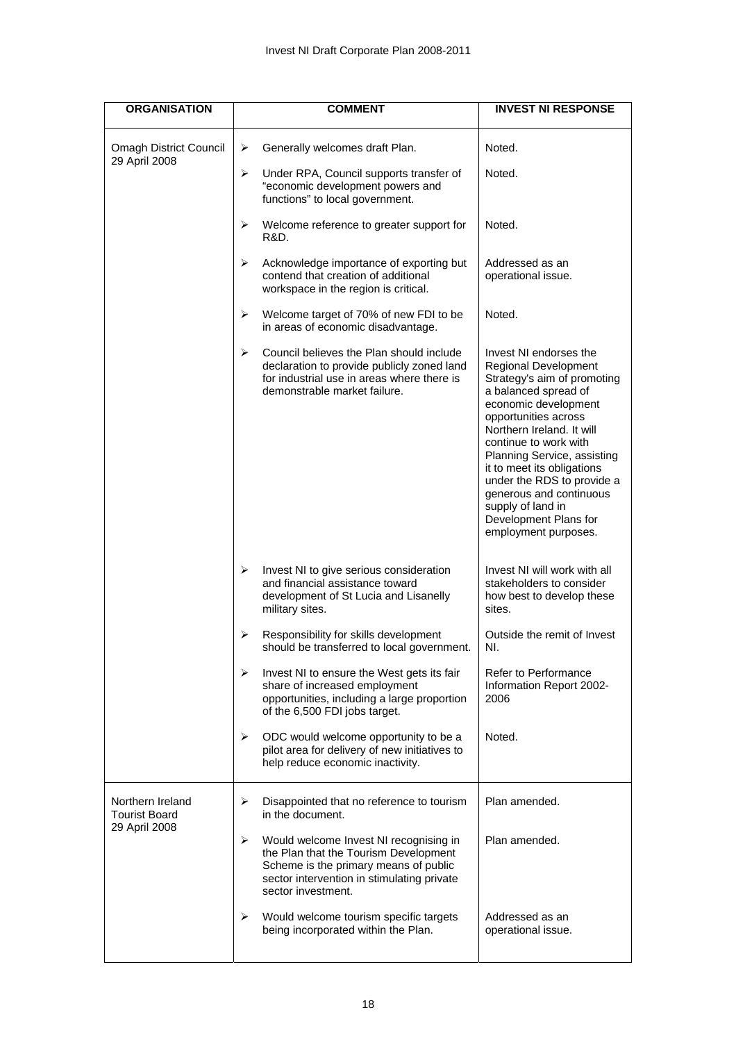| ORGANISATION | COMMENT | INVEST NI RESPONSE |
|---|---|---|
| Omagh District Council 29 April 2008 | ➢ Generally welcomes draft Plan. | Noted. |
| | ➢ Under RPA, Council supports transfer of "economic development powers and functions" to local government. | Noted. |
| | ➢ Welcome reference to greater support for R&D. | Noted. |
| | ➢ Acknowledge importance of exporting but contend that creation of additional workspace in the region is critical. | Addressed as an operational issue. |
| | ➢ Welcome target of 70% of new FDI to be in areas of economic disadvantage. | Noted. |
| | ➢ Council believes the Plan should include declaration to provide publicly zoned land for industrial use in areas where there is demonstrable market failure. | Invest NI endorses the Regional Development Strategy's aim of promoting a balanced spread of economic development opportunities across Northern Ireland. It will continue to work with Planning Service, assisting it to meet its obligations under the RDS to provide a generous and continuous supply of land in Development Plans for employment purposes. |
| | ➢ Invest NI to give serious consideration and financial assistance toward development of St Lucia and Lisanelly military sites. | Invest NI will work with all stakeholders to consider how best to develop these sites. |
| | ➢ Responsibility for skills development should be transferred to local government. | Outside the remit of Invest NI. |
| | ➢ Invest NI to ensure the West gets its fair share of increased employment opportunities, including a large proportion of the 6,500 FDI jobs target. | Refer to Performance Information Report 2002-2006 |
| | ➢ ODC would welcome opportunity to be a pilot area for delivery of new initiatives to help reduce economic inactivity. | Noted. |
| Northern Ireland Tourist Board 29 April 2008 | ➢ Disappointed that no reference to tourism in the document. | Plan amended. |
| | ➢ Would welcome Invest NI recognising in the Plan that the Tourism Development Scheme is the primary means of public sector intervention in stimulating private sector investment. | Plan amended. |
| | ➢ Would welcome tourism specific targets being incorporated within the Plan. | Addressed as an operational issue. |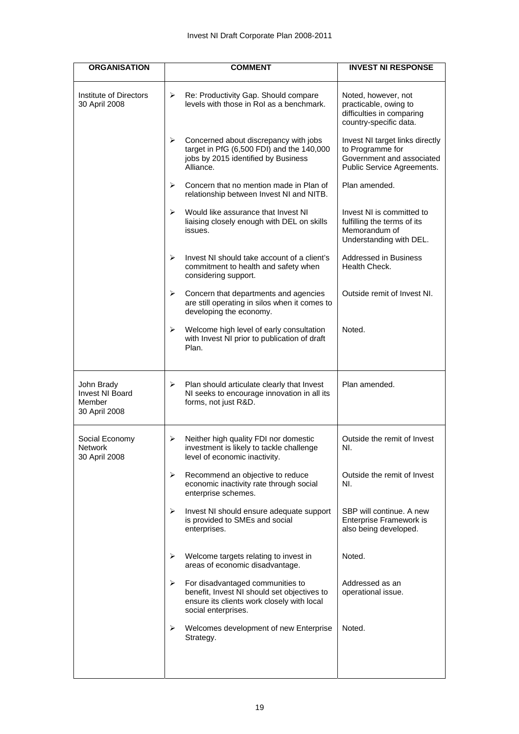| ORGANISATION | COMMENT | INVEST NI RESPONSE |
|---|---|---|
| Institute of Directors 30 April 2008 | ➢ Re: Productivity Gap. Should compare levels with those in RoI as a benchmark. | Noted, however, not practicable, owing to difficulties in comparing country-specific data. |
| | ➢ Concerned about discrepancy with jobs target in PfG (6,500 FDI) and the 140,000 jobs by 2015 identified by Business Alliance. | Invest NI target links directly to Programme for Government and associated Public Service Agreements. |
| | ➢ Concern that no mention made in Plan of relationship between Invest NI and NITB. | Plan amended. |
| | ➢ Would like assurance that Invest NI liaising closely enough with DEL on skills issues. | Invest NI is committed to fulfilling the terms of its Memorandum of Understanding with DEL. |
| | ➢ Invest NI should take account of a client's commitment to health and safety when considering support. | Addressed in Business Health Check. |
| | ➢ Concern that departments and agencies are still operating in silos when it comes to developing the economy. | Outside remit of Invest NI. |
| | ➢ Welcome high level of early consultation with Invest NI prior to publication of draft Plan. | Noted. |
| John Brady Invest NI Board Member 30 April 2008 | ➢ Plan should articulate clearly that Invest NI seeks to encourage innovation in all its forms, not just R&D. | Plan amended. |
| Social Economy Network 30 April 2008 | ➢ Neither high quality FDI nor domestic investment is likely to tackle challenge level of economic inactivity. | Outside the remit of Invest NI. |
| | ➢ Recommend an objective to reduce economic inactivity rate through social enterprise schemes. | Outside the remit of Invest NI. |
| | ➢ Invest NI should ensure adequate support is provided to SMEs and social enterprises. | SBP will continue. A new Enterprise Framework is also being developed. |
| | ➢ Welcome targets relating to invest in areas of economic disadvantage. | Noted. |
| | ➢ For disadvantaged communities to benefit, Invest NI should set objectives to ensure its clients work closely with local social enterprises. | Addressed as an operational issue. |
| | ➢ Welcomes development of new Enterprise Strategy. | Noted. |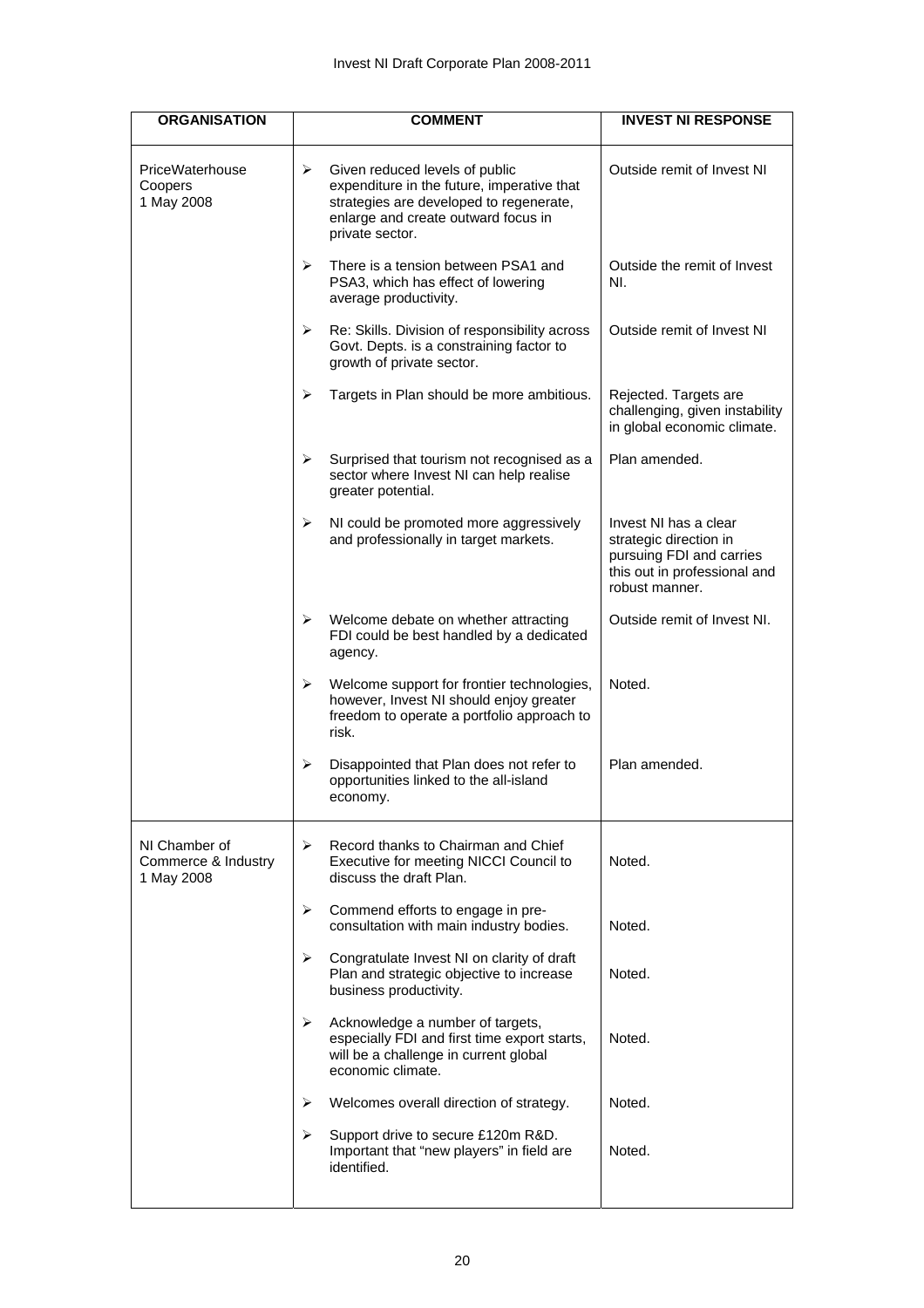| ORGANISATION | COMMENT | INVEST NI RESPONSE |
|---|---|---|
| PriceWaterhouse Coopers 1 May 2008 | ➢ Given reduced levels of public expenditure in the future, imperative that strategies are developed to regenerate, enlarge and create outward focus in private sector. | Outside remit of Invest NI |
| | ➢ There is a tension between PSA1 and PSA3, which has effect of lowering average productivity. | Outside the remit of Invest NI. |
| | ➢ Re: Skills. Division of responsibility across Govt. Depts. is a constraining factor to growth of private sector. | Outside remit of Invest NI |
| | ➢ Targets in Plan should be more ambitious. | Rejected. Targets are challenging, given instability in global economic climate. |
| | ➢ Surprised that tourism not recognised as a sector where Invest NI can help realise greater potential. | Plan amended. |
| | ➢ NI could be promoted more aggressively and professionally in target markets. | Invest NI has a clear strategic direction in pursuing FDI and carries this out in professional and robust manner. |
| | ➢ Welcome debate on whether attracting FDI could be best handled by a dedicated agency. | Outside remit of Invest NI. |
| | ➢ Welcome support for frontier technologies, however, Invest NI should enjoy greater freedom to operate a portfolio approach to risk. | Noted. |
| | ➢ Disappointed that Plan does not refer to opportunities linked to the all-island economy. | Plan amended. |
| NI Chamber of Commerce & Industry 1 May 2008 | ➢ Record thanks to Chairman and Chief Executive for meeting NICCI Council to discuss the draft Plan. | Noted. |
| | ➢ Commend efforts to engage in pre-consultation with main industry bodies. | Noted. |
| | ➢ Congratulate Invest NI on clarity of draft Plan and strategic objective to increase business productivity. | Noted. |
| | ➢ Acknowledge a number of targets, especially FDI and first time export starts, will be a challenge in current global economic climate. | Noted. |
| | ➢ Welcomes overall direction of strategy. | Noted. |
| | ➢ Support drive to secure £120m R&D. Important that "new players" in field are identified. | Noted. |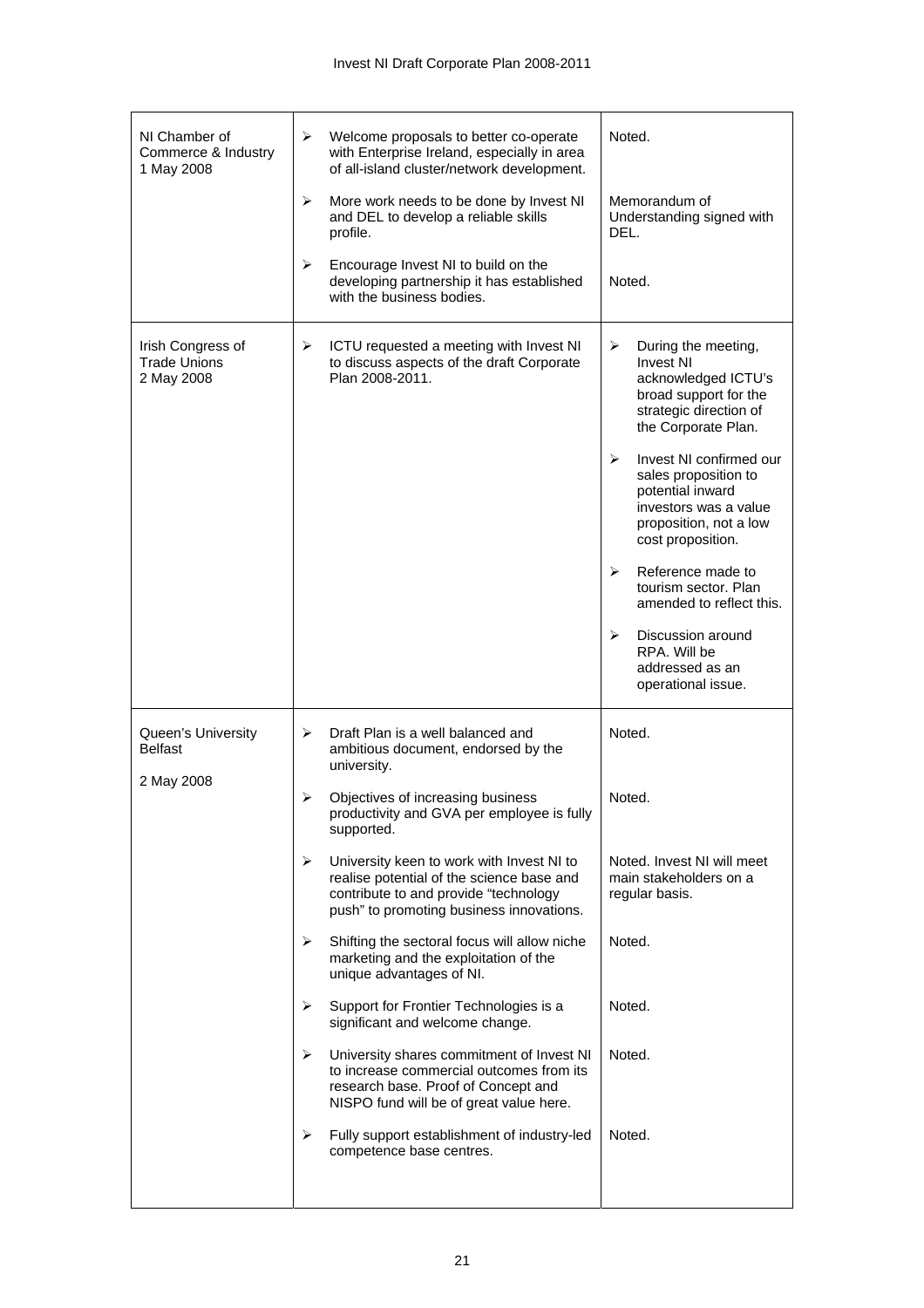| | | |
|---|---|---|
| NI Chamber of Commerce & Industry 1 May 2008 | ➢ Welcome proposals to better co-operate with Enterprise Ireland, especially in area of all-island cluster/network development.<br><br>➢ More work needs to be done by Invest NI and DEL to develop a reliable skills profile.<br><br>➢ Encourage Invest NI to build on the developing partnership it has established with the business bodies. | Noted.<br><br>Memorandum of Understanding signed with DEL.<br><br>Noted. |
| Irish Congress of Trade Unions 2 May 2008 | ➢ ICTU requested a meeting with Invest NI to discuss aspects of the draft Corporate Plan 2008-2011. | ➢ During the meeting, Invest NI acknowledged ICTU's broad support for the strategic direction of the Corporate Plan.<br><br>➢ Invest NI confirmed our sales proposition to potential inward investors was a value proposition, not a low cost proposition.<br><br>➢ Reference made to tourism sector. Plan amended to reflect this.<br><br>➢ Discussion around RPA. Will be addressed as an operational issue. |
| Queen's University Belfast<br><br>2 May 2008 | ➢ Draft Plan is a well balanced and ambitious document, endorsed by the university.<br><br>➢ Objectives of increasing business productivity and GVA per employee is fully supported.<br><br>➢ University keen to work with Invest NI to realise potential of the science base and contribute to and provide "technology push" to promoting business innovations.<br><br>➢ Shifting the sectoral focus will allow niche marketing and the exploitation of the unique advantages of NI.<br><br>➢ Support for Frontier Technologies is a significant and welcome change.<br><br>➢ University shares commitment of Invest NI to increase commercial outcomes from its research base. Proof of Concept and NISPO fund will be of great value here.<br><br>➢ Fully support establishment of industry-led competence base centres. | Noted.<br><br>Noted.<br><br>Noted. Invest NI will meet main stakeholders on a regular basis.<br><br>Noted.<br><br>Noted.<br><br>Noted.<br><br>Noted. |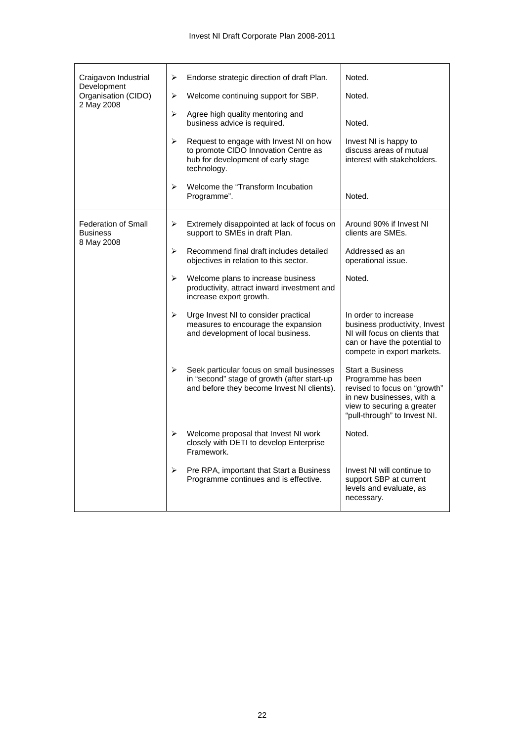| | | |
|---|---|---|
| Craigavon Industrial Development Organisation (CIDO) 2 May 2008 | ➢ Endorse strategic direction of draft Plan. | Noted. |
| | ➢ Welcome continuing support for SBP. | Noted. |
| | ➢ Agree high quality mentoring and business advice is required. | Noted. |
| | ➢ Request to engage with Invest NI on how to promote CIDO Innovation Centre as hub for development of early stage technology. | Invest NI is happy to discuss areas of mutual interest with stakeholders. |
| | ➢ Welcome the "Transform Incubation Programme". | Noted. |
| Federation of Small Business 8 May 2008 | ➢ Extremely disappointed at lack of focus on support to SMEs in draft Plan. | Around 90% if Invest NI clients are SMEs. |
| | ➢ Recommend final draft includes detailed objectives in relation to this sector. | Addressed as an operational issue. |
| | ➢ Welcome plans to increase business productivity, attract inward investment and increase export growth. | Noted. |
| | ➢ Urge Invest NI to consider practical measures to encourage the expansion and development of local business. | In order to increase business productivity, Invest NI will focus on clients that can or have the potential to compete in export markets. |
| | ➢ Seek particular focus on small businesses in "second" stage of growth (after start-up and before they become Invest NI clients). | Start a Business Programme has been revised to focus on "growth" in new businesses, with a view to securing a greater "pull-through" to Invest NI. |
| | ➢ Welcome proposal that Invest NI work closely with DETI to develop Enterprise Framework. | Noted. |
| | ➢ Pre RPA, important that Start a Business Programme continues and is effective. | Invest NI will continue to support SBP at current levels and evaluate, as necessary. |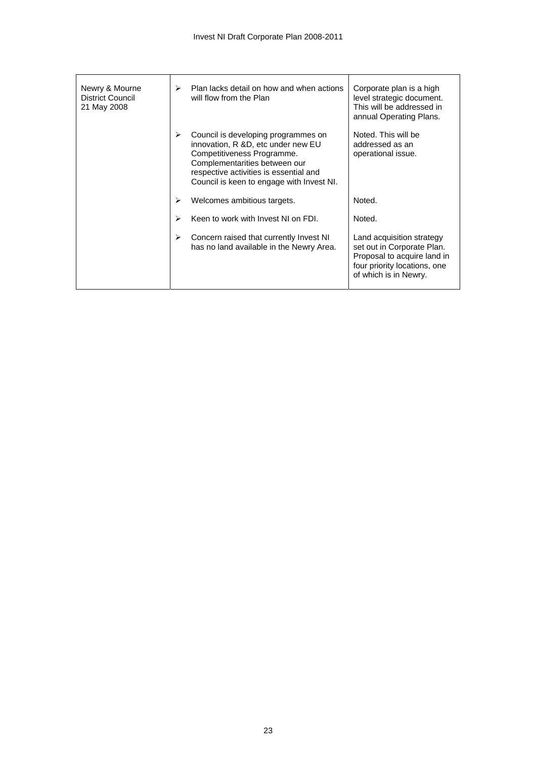| | | |
|---|---|---|
| Newry & Mourne District Council 21 May 2008 | ➢ Plan lacks detail on how and when actions will flow from the Plan | Corporate plan is a high level strategic document. This will be addressed in annual Operating Plans. |
| | ➢ Council is developing programmes on innovation, R &D, etc under new EU Competitiveness Programme. Complementarities between our respective activities is essential and Council is keen to engage with Invest NI. | Noted. This will be addressed as an operational issue. |
| | ➢ Welcomes ambitious targets. | Noted. |
| | ➢ Keen to work with Invest NI on FDI. | Noted. |
| | ➢ Concern raised that currently Invest NI has no land available in the Newry Area. | Land acquisition strategy set out in Corporate Plan. Proposal to acquire land in four priority locations, one of which is in Newry. |